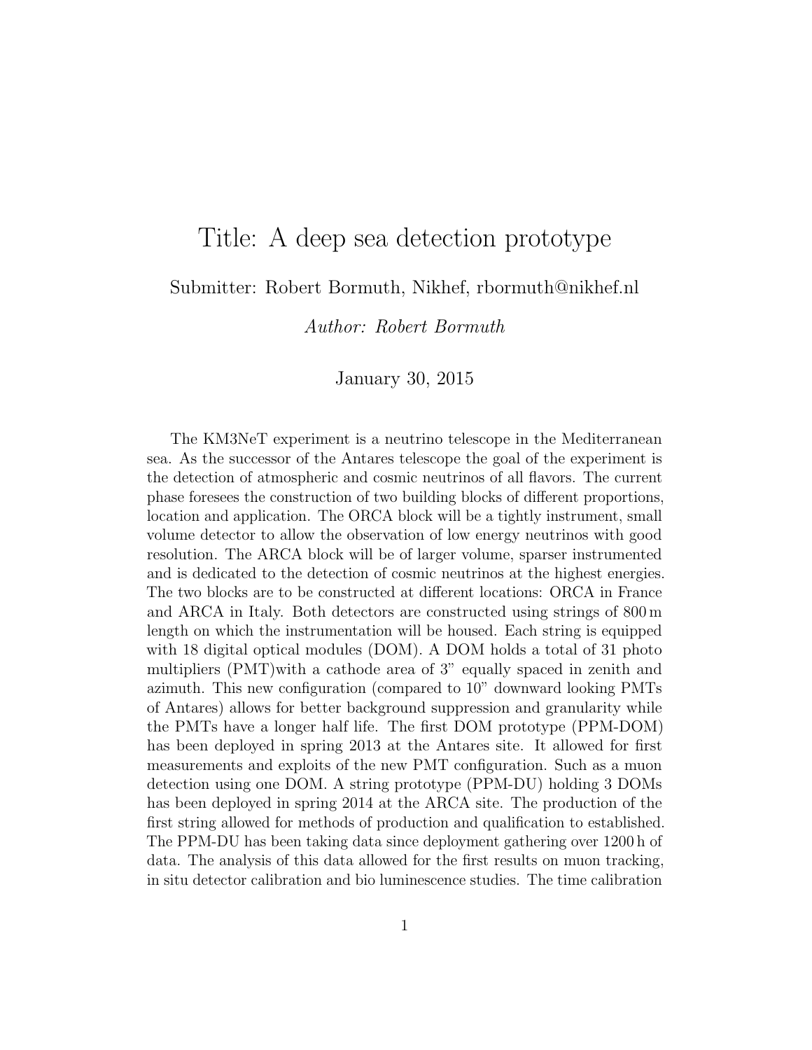# Title: A deep sea detection prototype

Submitter: Robert Bormuth, Nikhef, rbormuth@nikhef.nl

*Author: Robert Bormuth*

January 30, 2015

The KM3NeT experiment is a neutrino telescope in the Mediterranean sea. As the successor of the Antares telescope the goal of the experiment is the detection of atmospheric and cosmic neutrinos of all flavors. The current phase foresees the construction of two building blocks of different proportions, location and application. The ORCA block will be a tightly instrument, small volume detector to allow the observation of low energy neutrinos with good resolution. The ARCA block will be of larger volume, sparser instrumented and is dedicated to the detection of cosmic neutrinos at the highest energies. The two blocks are to be constructed at different locations: ORCA in France and ARCA in Italy. Both detectors are constructed using strings of 800 m length on which the instrumentation will be housed. Each string is equipped with 18 digital optical modules (DOM). A DOM holds a total of 31 photo multipliers (PMT)with a cathode area of 3" equally spaced in zenith and azimuth. This new configuration (compared to 10" downward looking PMTs of Antares) allows for better background suppression and granularity while the PMTs have a longer half life. The first DOM prototype (PPM-DOM) has been deployed in spring 2013 at the Antares site. It allowed for first measurements and exploits of the new PMT configuration. Such as a muon detection using one DOM. A string prototype (PPM-DU) holding 3 DOMs has been deployed in spring 2014 at the ARCA site. The production of the first string allowed for methods of production and qualification to established. The PPM-DU has been taking data since deployment gathering over 1200 h of data. The analysis of this data allowed for the first results on muon tracking, in situ detector calibration and bio luminescence studies. The time calibration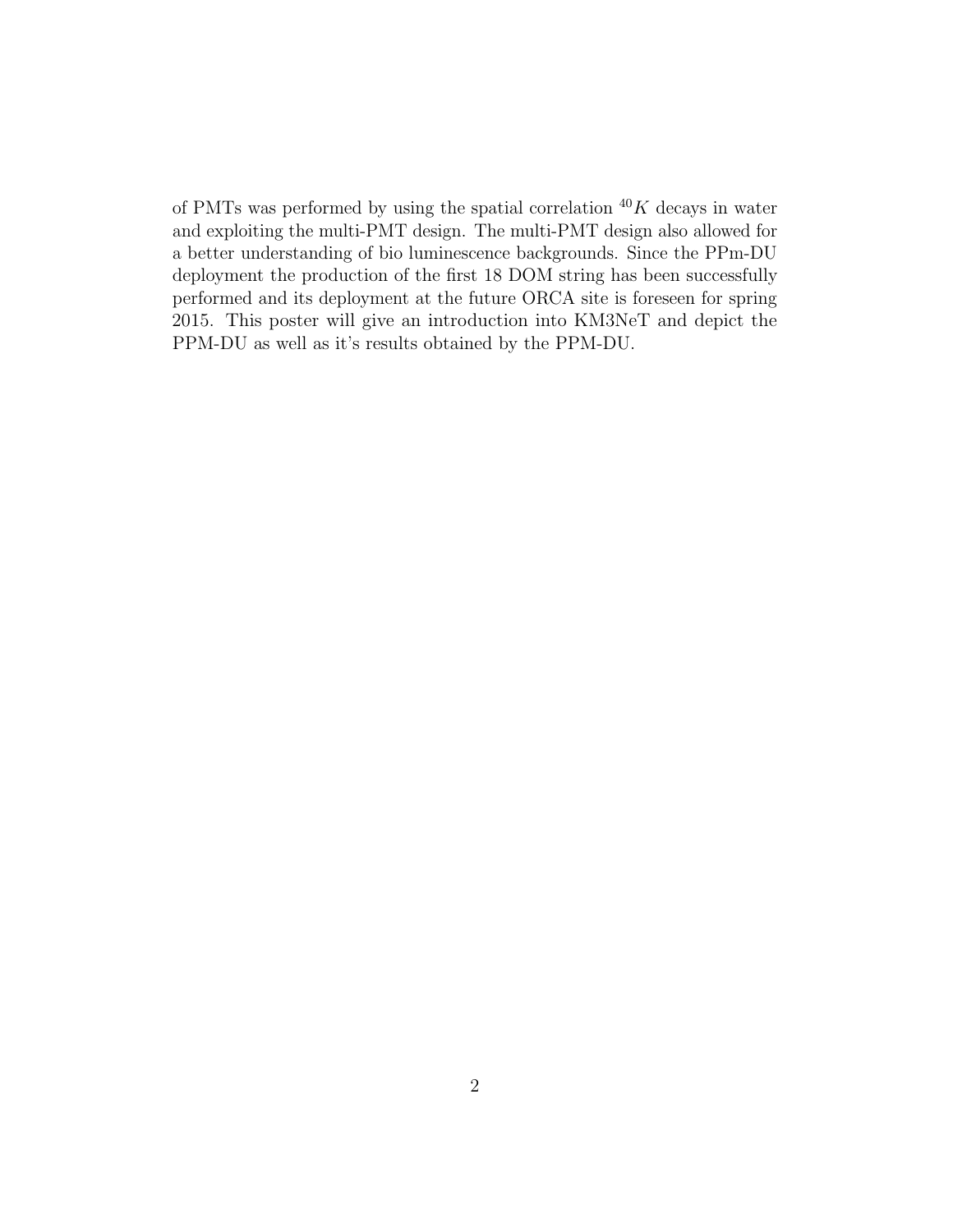of PMTs was performed by using the spatial correlation $^{40}K$ decays in water and exploiting the multi-PMT design. The multi-PMT design also allowed for a better understanding of bio luminescence backgrounds. Since the PPm-DU deployment the production of the first 18 DOM string has been successfully performed and its deployment at the future ORCA site is foreseen for spring 2015. This poster will give an introduction into KM3NeT and depict the PPM-DU as well as it's results obtained by the PPM-DU.